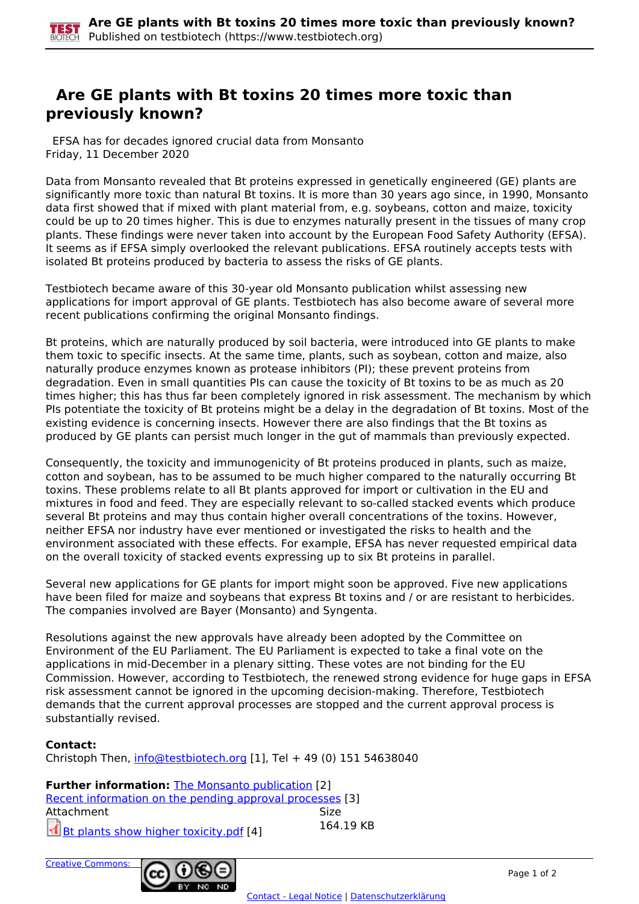# Are GE plants with Bt toxins 20 times more toxic than previously known?

EFSA has for decades ignored crucial data from Monsanto
Friday, 11 December 2020

Data from Monsanto revealed that Bt proteins expressed in genetically engineered (GE) plants are significantly more toxic than natural Bt toxins. It is more than 30 years ago since, in 1990, Monsanto data first showed that if mixed with plant material from, e.g. soybeans, cotton and maize, toxicity could be up to 20 times higher. This is due to enzymes naturally present in the tissues of many crop plants. These findings were never taken into account by the European Food Safety Authority (EFSA). It seems as if EFSA simply overlooked the relevant publications. EFSA routinely accepts tests with isolated Bt proteins produced by bacteria to assess the risks of GE plants.

Testbiotech became aware of this 30-year old Monsanto publication whilst assessing new applications for import approval of GE plants. Testbiotech has also become aware of several more recent publications confirming the original Monsanto findings.

Bt proteins, which are naturally produced by soil bacteria, were introduced into GE plants to make them toxic to specific insects. At the same time, plants, such as soybean, cotton and maize, also naturally produce enzymes known as protease inhibitors (PI); these prevent proteins from degradation. Even in small quantities PIs can cause the toxicity of Bt toxins to be as much as 20 times higher; this has thus far been completely ignored in risk assessment. The mechanism by which PIs potentiate the toxicity of Bt proteins might be a delay in the degradation of Bt toxins. Most of the existing evidence is concerning insects. However there are also findings that the Bt toxins as produced by GE plants can persist much longer in the gut of mammals than previously expected.

Consequently, the toxicity and immunogenicity of Bt proteins produced in plants, such as maize, cotton and soybean, has to be assumed to be much higher compared to the naturally occurring Bt toxins. These problems relate to all Bt plants approved for import or cultivation in the EU and mixtures in food and feed. They are especially relevant to so-called stacked events which produce several Bt proteins and may thus contain higher overall concentrations of the toxins. However, neither EFSA nor industry have ever mentioned or investigated the risks to health and the environment associated with these effects. For example, EFSA has never requested empirical data on the overall toxicity of stacked events expressing up to six Bt proteins in parallel.

Several new applications for GE plants for import might soon be approved. Five new applications have been filed for maize and soybeans that express Bt toxins and / or are resistant to herbicides. The companies involved are Bayer (Monsanto) and Syngenta.

Resolutions against the new approvals have already been adopted by the Committee on Environment of the EU Parliament. The EU Parliament is expected to take a final vote on the applications in mid-December in a plenary sitting. These votes are not binding for the EU Commission. However, according to Testbiotech, the renewed strong evidence for huge gaps in EFSA risk assessment cannot be ignored in the upcoming decision-making. Therefore, Testbiotech demands that the current approval processes are stopped and the current approval process is substantially revised.

**Contact:**
Christoph Then, info@testbiotech.org [1], Tel + 49 (0) 151 54638040

**Further information:** The Monsanto publication [2]
Recent information on the pending approval processes [3]

| Attachment | Size |
|---|---|
| Bt plants show higher toxicity.pdf [4] | 164.19 KB |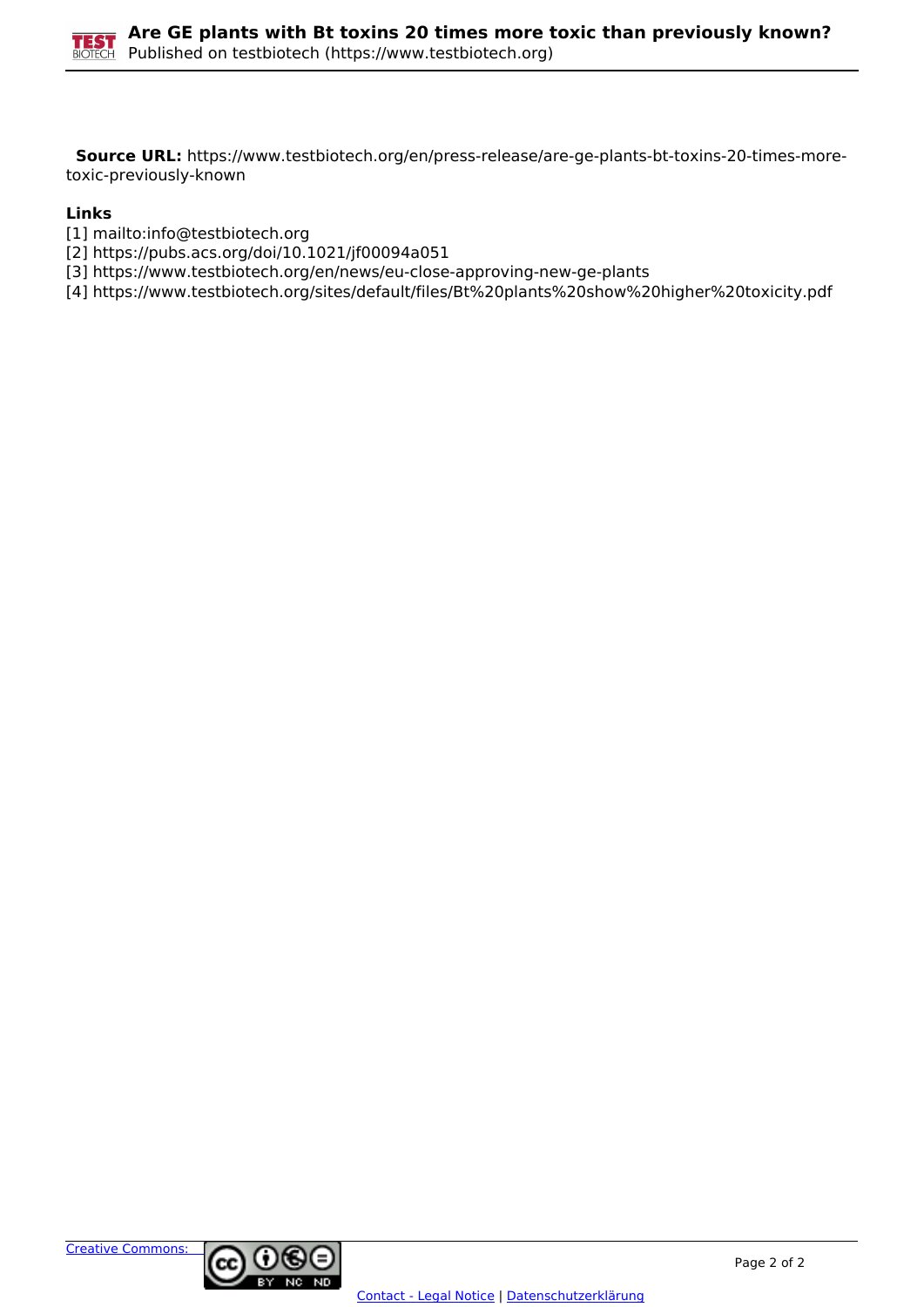**Source URL:** https://www.testbiotech.org/en/press-release/are-ge-plants-bt-toxins-20-times-more-toxic-previously-known

**Links**

[1] mailto:info@testbiotech.org
[2] https://pubs.acs.org/doi/10.1021/jf00094a051
[3] https://www.testbiotech.org/en/news/eu-close-approving-new-ge-plants
[4] https://www.testbiotech.org/sites/default/files/Bt%20plants%20show%20higher%20toxicity.pdf